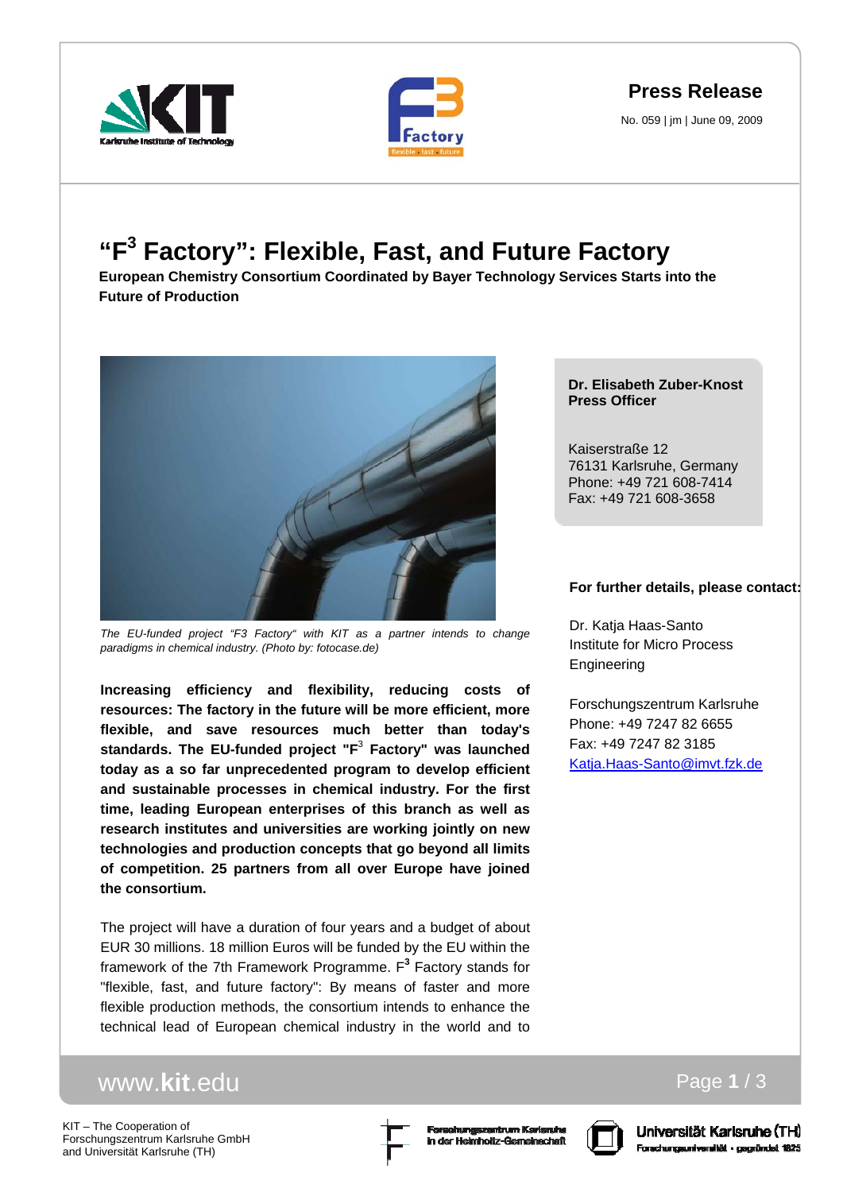**Press Release**

No. 059 | jm | June 09, 2009

# "F$^3$ Factory": Flexible, Fast, and Future Factory

**European Chemistry Consortium Coordinated by Bayer Technology Services Starts into the Future of Production**

*The EU-funded project "F3 Factory" with KIT as a partner intends to change paradigms in chemical industry. (Photo by: fotocase.de)*

**Increasing efficiency and flexibility, reducing costs of resources: The factory in the future will be more efficient, more flexible, and save resources much better than today's standards. The EU-funded project "F$^3$ Factory" was launched today as a so far unprecedented program to develop efficient and sustainable processes in chemical industry. For the first time, leading European enterprises of this branch as well as research institutes and universities are working jointly on new technologies and production concepts that go beyond all limits of competition. 25 partners from all over Europe have joined the consortium.**

The project will have a duration of four years and a budget of about EUR 30 millions. 18 million Euros will be funded by the EU within the framework of the 7th Framework Programme. F$^3$ Factory stands for "flexible, fast, and future factory": By means of faster and more flexible production methods, the consortium intends to enhance the technical lead of European chemical industry in the world and to

**Dr. Elisabeth Zuber-Knost**
**Press Officer**

Kaiserstraße 12
76131 Karlsruhe, Germany
Phone: +49 721 608-7414
Fax: +49 721 608-3658

**For further details, please contact:**

Dr. Katja Haas-Santo
Institute for Micro Process Engineering

Forschungszentrum Karlsruhe
Phone: +49 7247 82 6655
Fax: +49 7247 82 3185
Katja.Haas-Santo@imvt.fzk.de

KIT – The Cooperation of Forschungszentrum Karlsruhe GmbH and Universität Karlsruhe (TH)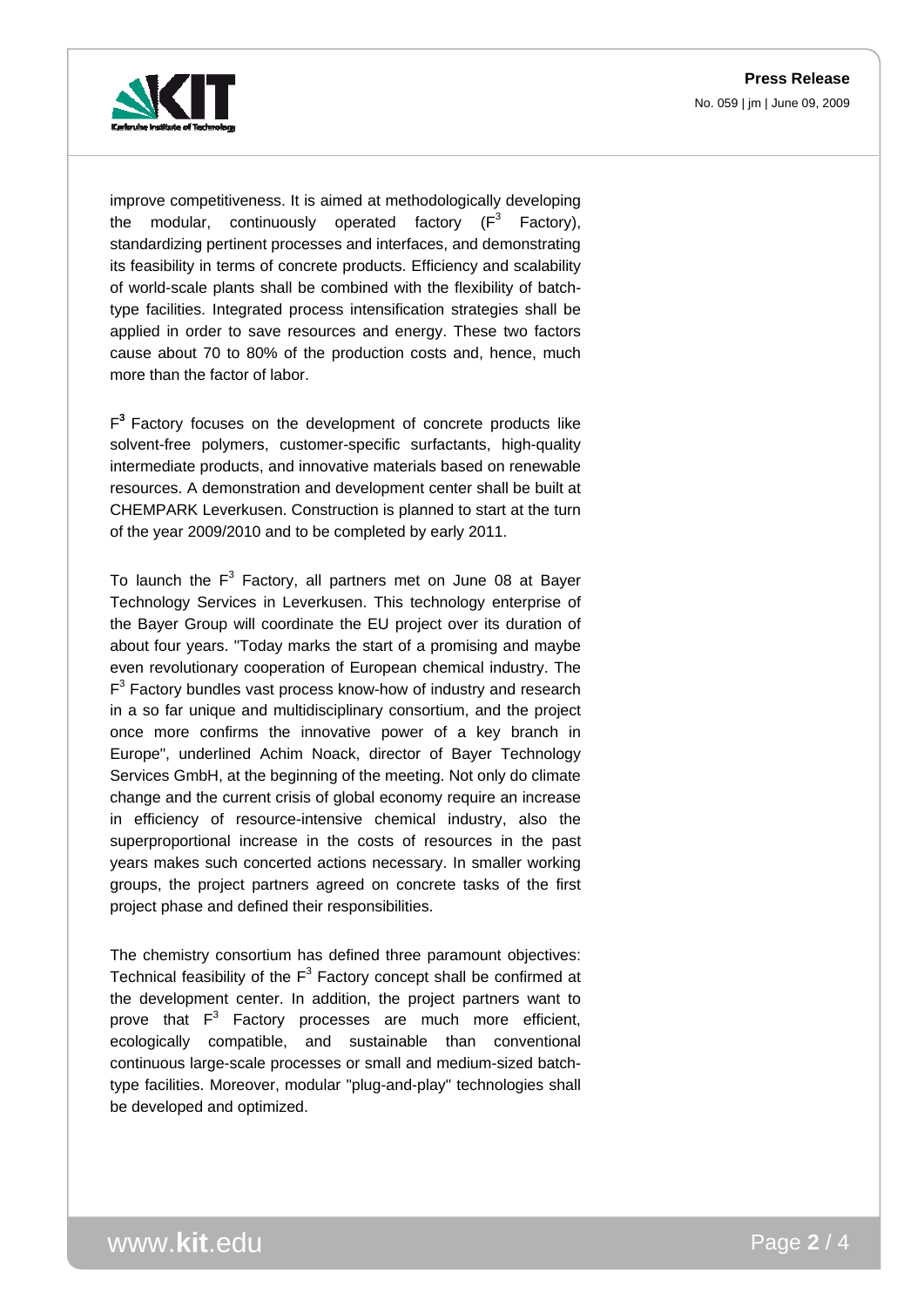improve competitiveness. It is aimed at methodologically developing the modular, continuously operated factory ($F^3$ Factory), standardizing pertinent processes and interfaces, and demonstrating its feasibility in terms of concrete products. Efficiency and scalability of world-scale plants shall be combined with the flexibility of batch-type facilities. Integrated process intensification strategies shall be applied in order to save resources and energy. These two factors cause about 70 to 80% of the production costs and, hence, much more than the factor of labor.

$F^3$ Factory focuses on the development of concrete products like solvent-free polymers, customer-specific surfactants, high-quality intermediate products, and innovative materials based on renewable resources. A demonstration and development center shall be built at CHEMPARK Leverkusen. Construction is planned to start at the turn of the year 2009/2010 and to be completed by early 2011.

To launch the $F^3$ Factory, all partners met on June 08 at Bayer Technology Services in Leverkusen. This technology enterprise of the Bayer Group will coordinate the EU project over its duration of about four years. "Today marks the start of a promising and maybe even revolutionary cooperation of European chemical industry. The $F^3$ Factory bundles vast process know-how of industry and research in a so far unique and multidisciplinary consortium, and the project once more confirms the innovative power of a key branch in Europe", underlined Achim Noack, director of Bayer Technology Services GmbH, at the beginning of the meeting. Not only do climate change and the current crisis of global economy require an increase in efficiency of resource-intensive chemical industry, also the superproportional increase in the costs of resources in the past years makes such concerted actions necessary. In smaller working groups, the project partners agreed on concrete tasks of the first project phase and defined their responsibilities.

The chemistry consortium has defined three paramount objectives: Technical feasibility of the $F^3$ Factory concept shall be confirmed at the development center. In addition, the project partners want to prove that $F^3$ Factory processes are much more efficient, ecologically compatible, and sustainable than conventional continuous large-scale processes or small and medium-sized batch-type facilities. Moreover, modular "plug-and-play" technologies shall be developed and optimized.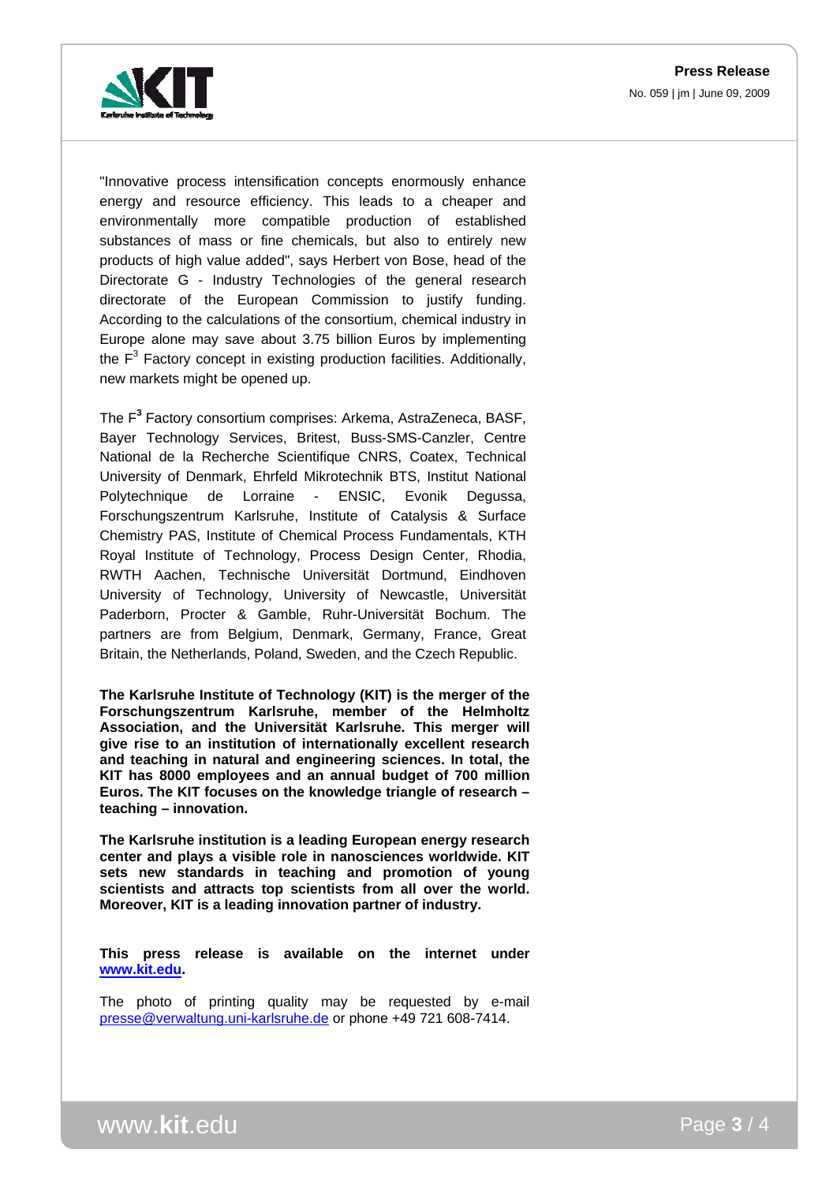"Innovative process intensification concepts enormously enhance energy and resource efficiency. This leads to a cheaper and environmentally more compatible production of established substances of mass or fine chemicals, but also to entirely new products of high value added", says Herbert von Bose, head of the Directorate G - Industry Technologies of the general research directorate of the European Commission to justify funding. According to the calculations of the consortium, chemical industry in Europe alone may save about 3.75 billion Euros by implementing the $F^3$ Factory concept in existing production facilities. Additionally, new markets might be opened up.

The $F^3$ Factory consortium comprises: Arkema, AstraZeneca, BASF, Bayer Technology Services, Britest, Buss-SMS-Canzler, Centre National de la Recherche Scientifique CNRS, Coatex, Technical University of Denmark, Ehrfeld Mikrotechnik BTS, Institut National Polytechnique de Lorraine - ENSIC, Evonik Degussa, Forschungszentrum Karlsruhe, Institute of Catalysis & Surface Chemistry PAS, Institute of Chemical Process Fundamentals, KTH Royal Institute of Technology, Process Design Center, Rhodia, RWTH Aachen, Technische Universität Dortmund, Eindhoven University of Technology, University of Newcastle, Universität Paderborn, Procter & Gamble, Ruhr-Universität Bochum. The partners are from Belgium, Denmark, Germany, France, Great Britain, the Netherlands, Poland, Sweden, and the Czech Republic.

**The Karlsruhe Institute of Technology (KIT) is the merger of the Forschungszentrum Karlsruhe, member of the Helmholtz Association, and the Universität Karlsruhe. This merger will give rise to an institution of internationally excellent research and teaching in natural and engineering sciences. In total, the KIT has 8000 employees and an annual budget of 700 million Euros. The KIT focuses on the knowledge triangle of research – teaching – innovation.**

**The Karlsruhe institution is a leading European energy research center and plays a visible role in nanosciences worldwide. KIT sets new standards in teaching and promotion of young scientists and attracts top scientists from all over the world. Moreover, KIT is a leading innovation partner of industry.**

**This press release is available on the internet under [www.kit.edu](www.kit.edu).**

The photo of printing quality may be requested by e-mail presse@verwaltung.uni-karlsruhe.de or phone +49 721 608-7414.